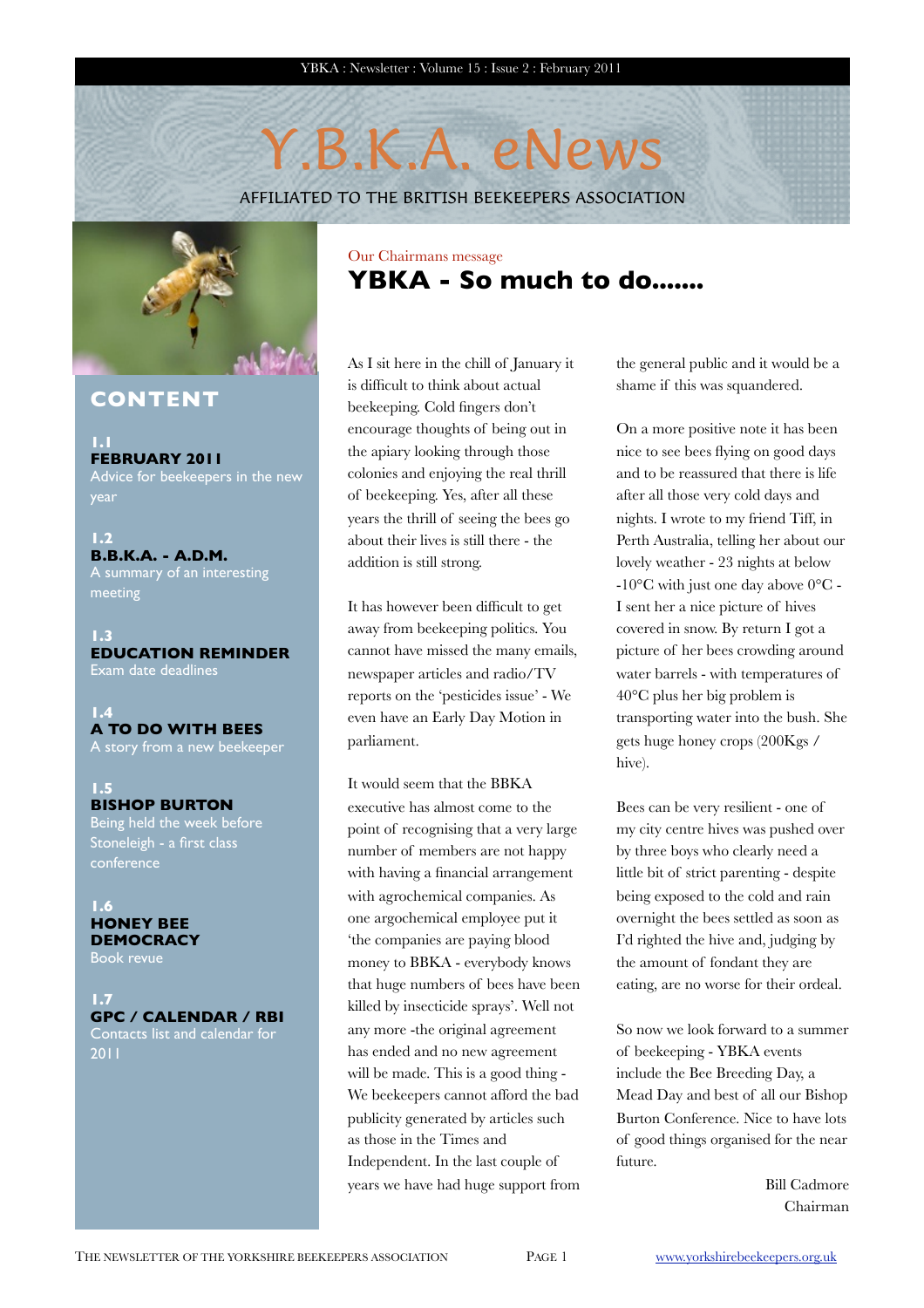# Y.B.K.A. eNews

AFFILIATED TO THE BRITISH BEEKEEPERS ASSOCIATION

## CONTENT

**1.1**
**FEBRUARY 2011**
Advice for beekeepers in the new year

**1.2**
**B.B.K.A. - A.D.M.**
A summary of an interesting meeting

**1.3**
**EDUCATION REMINDER**
Exam date deadlines

**1.4**
**A TO DO WITH BEES**
A story from a new beekeeper

**1.5**
**BISHOP BURTON**
Being held the week before Stoneleigh - a first class conference

**1.6**
**HONEY BEE DEMOCRACY**
Book revue

**1.7**
**GPC / CALENDAR / RBI**
Contacts list and calendar for 2011

Our Chairmans message

## YBKA - So much to do.......

As I sit here in the chill of January it is difficult to think about actual beekeeping. Cold fingers don't encourage thoughts of being out in the apiary looking through those colonies and enjoying the real thrill of beekeeping. Yes, after all these years the thrill of seeing the bees go about their lives is still there - the addition is still strong.

It has however been difficult to get away from beekeeping politics. You cannot have missed the many emails, newspaper articles and radio/TV reports on the 'pesticides issue' - We even have an Early Day Motion in parliament.

It would seem that the BBKA executive has almost come to the point of recognising that a very large number of members are not happy with having a financial arrangement with agrochemical companies. As one argochemical employee put it 'the companies are paying blood money to BBKA - everybody knows that huge numbers of bees have been killed by insecticide sprays'. Well not any more -the original agreement has ended and no new agreement will be made. This is a good thing - We beekeepers cannot afford the bad publicity generated by articles such as those in the Times and Independent. In the last couple of years we have had huge support from the general public and it would be a shame if this was squandered.

On a more positive note it has been nice to see bees flying on good days and to be reassured that there is life after all those very cold days and nights. I wrote to my friend Tiff, in Perth Australia, telling her about our lovely weather - 23 nights at below -10°C with just one day above 0°C - I sent her a nice picture of hives covered in snow. By return I got a picture of her bees crowding around water barrels - with temperatures of 40°C plus her big problem is transporting water into the bush. She gets huge honey crops (200Kgs / hive).

Bees can be very resilient - one of my city centre hives was pushed over by three boys who clearly need a little bit of strict parenting - despite being exposed to the cold and rain overnight the bees settled as soon as I'd righted the hive and, judging by the amount of fondant they are eating, are no worse for their ordeal.

So now we look forward to a summer of beekeeping - YBKA events include the Bee Breeding Day, a Mead Day and best of all our Bishop Burton Conference. Nice to have lots of good things organised for the near future.

Bill Cadmore
Chairman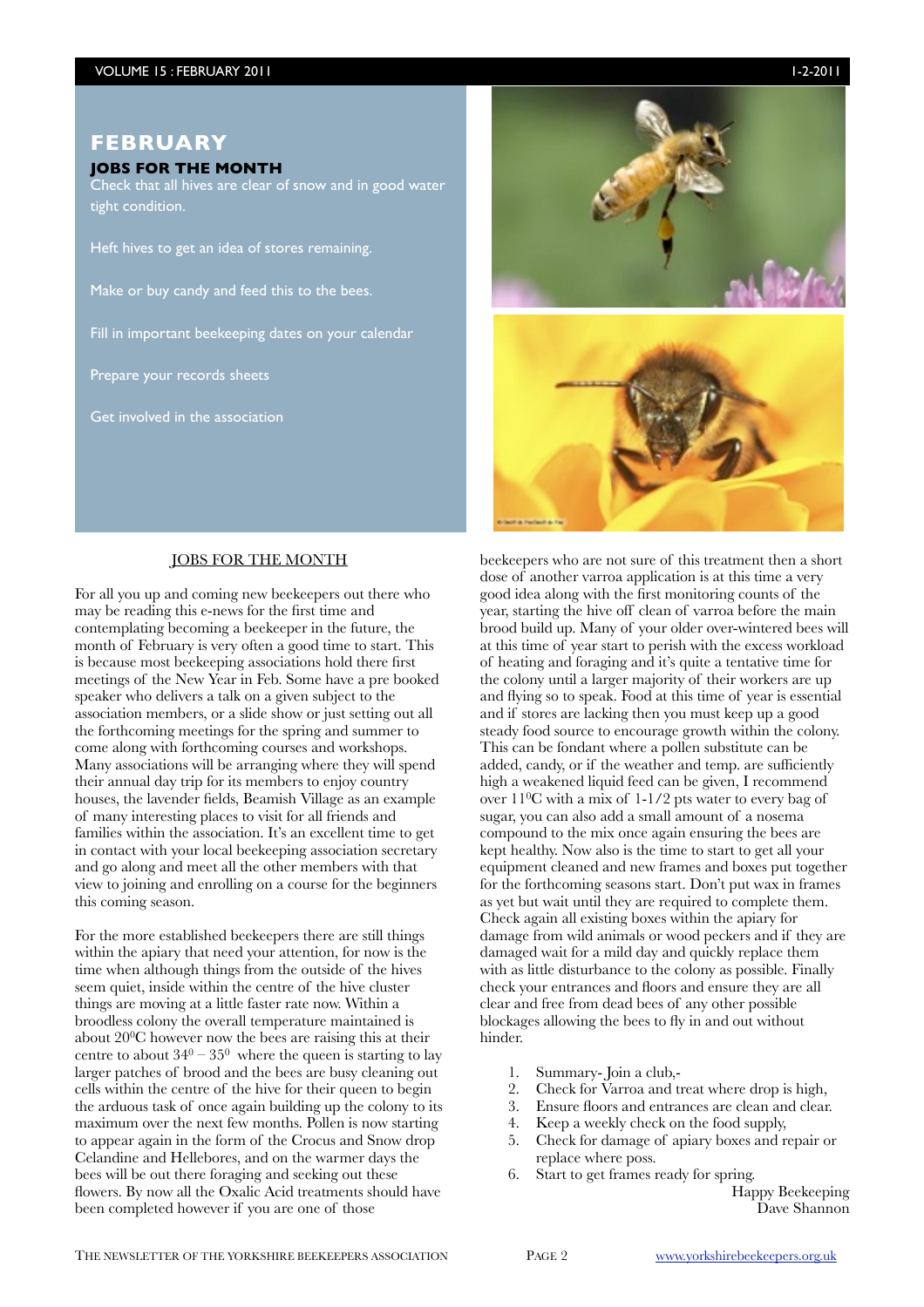# FEBRUARY

### JOBS FOR THE MONTH

Check that all hives are clear of snow and in good water tight condition.

Heft hives to get an idea of stores remaining.

Make or buy candy and feed this to the bees.

Fill in important beekeeping dates on your calendar

Prepare your records sheets

Get involved in the association

## JOBS FOR THE MONTH

For all you up and coming new beekeepers out there who may be reading this e-news for the first time and contemplating becoming a beekeeper in the future, the month of February is very often a good time to start. This is because most beekeeping associations hold there first meetings of the New Year in Feb. Some have a pre booked speaker who delivers a talk on a given subject to the association members, or a slide show or just setting out all the forthcoming meetings for the spring and summer to come along with forthcoming courses and workshops. Many associations will be arranging where they will spend their annual day trip for its members to enjoy country houses, the lavender fields, Beamish Village as an example of many interesting places to visit for all friends and families within the association. It's an excellent time to get in contact with your local beekeeping association secretary and go along and meet all the other members with that view to joining and enrolling on a course for the beginners this coming season.

For the more established beekeepers there are still things within the apiary that need your attention, for now is the time when although things from the outside of the hives seem quiet, inside within the centre of the hive cluster things are moving at a little faster rate now. Within a broodless colony the overall temperature maintained is about $20^0$C however now the bees are raising this at their centre to about $34^0 - 35^0$ where the queen is starting to lay larger patches of brood and the bees are busy cleaning out cells within the centre of the hive for their queen to begin the arduous task of once again building up the colony to its maximum over the next few months. Pollen is now starting to appear again in the form of the Crocus and Snow drop Celandine and Hellebores, and on the warmer days the bees will be out there foraging and seeking out these flowers. By now all the Oxalic Acid treatments should have been completed however if you are one of those beekeepers who are not sure of this treatment then a short dose of another varroa application is at this time a very good idea along with the first monitoring counts of the year, starting the hive off clean of varroa before the main brood build up. Many of your older over-wintered bees will at this time of year start to perish with the excess workload of heating and foraging and it's quite a tentative time for the colony until a larger majority of their workers are up and flying so to speak. Food at this time of year is essential and if stores are lacking then you must keep up a good steady food source to encourage growth within the colony. This can be fondant where a pollen substitute can be added, candy, or if the weather and temp. are sufficiently high a weakened liquid feed can be given, I recommend over $11^0$C with a mix of 1-1/2 pts water to every bag of sugar, you can also add a small amount of a nosema compound to the mix once again ensuring the bees are kept healthy. Now also is the time to start to get all your equipment cleaned and new frames and boxes put together for the forthcoming seasons start. Don't put wax in frames as yet but wait until they are required to complete them. Check again all existing boxes within the apiary for damage from wild animals or wood peckers and if they are damaged wait for a mild day and quickly replace them with as little disturbance to the colony as possible. Finally check your entrances and floors and ensure they are all clear and free from dead bees of any other possible blockages allowing the bees to fly in and out without hinder.

1. Summary- Join a club,-
2. Check for Varroa and treat where drop is high,
3. Ensure floors and entrances are clean and clear.
4. Keep a weekly check on the food supply,
5. Check for damage of apiary boxes and repair or replace where poss.
6. Start to get frames ready for spring.

Happy Beekeeping
Dave Shannon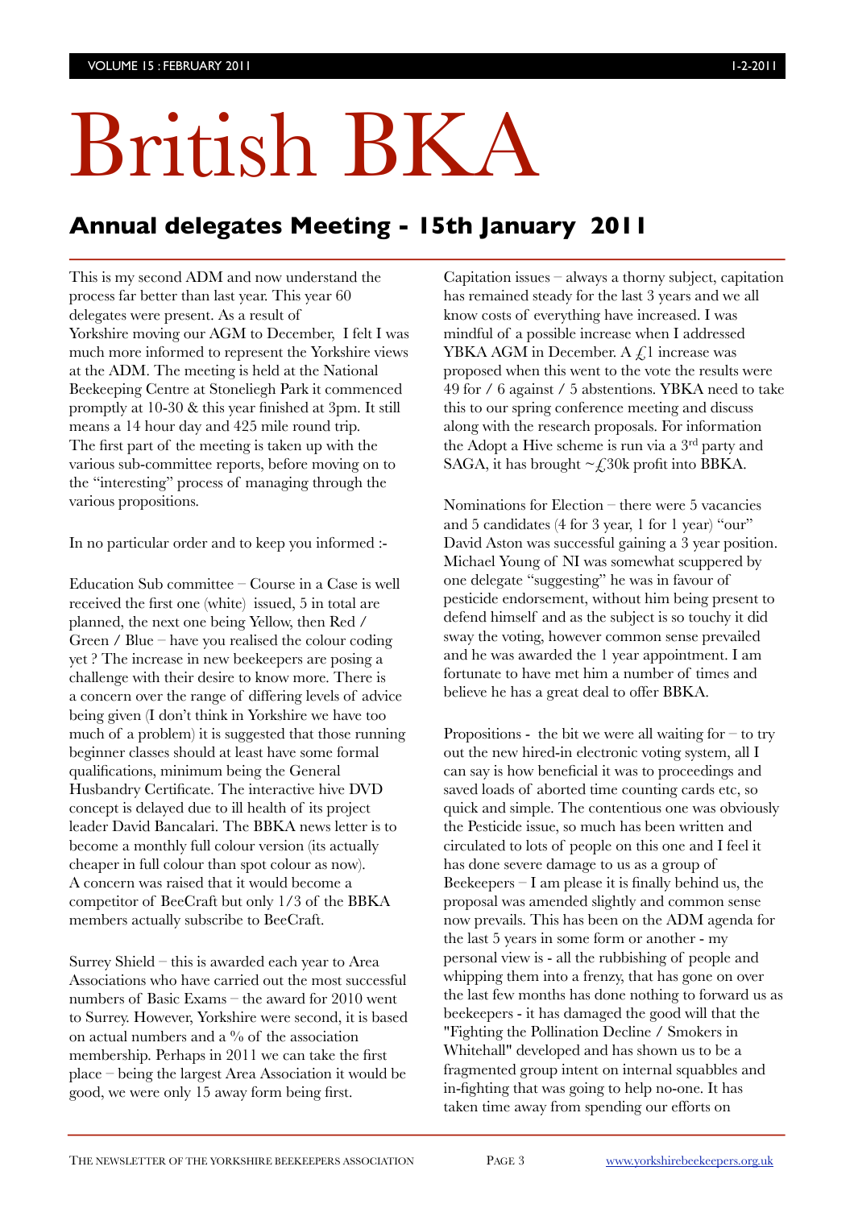# British BKA

## Annual delegates Meeting - 15th January 2011

This is my second ADM and now understand the process far better than last year. This year 60 delegates were present. As a result of Yorkshire moving our AGM to December, I felt I was much more informed to represent the Yorkshire views at the ADM. The meeting is held at the National Beekeeping Centre at Stoneliegh Park it commenced promptly at 10-30 & this year finished at 3pm. It still means a 14 hour day and 425 mile round trip. The first part of the meeting is taken up with the various sub-committee reports, before moving on to the "interesting" process of managing through the various propositions.

In no particular order and to keep you informed :-

Education Sub committee – Course in a Case is well received the first one (white) issued, 5 in total are planned, the next one being Yellow, then Red / Green / Blue – have you realised the colour coding yet ? The increase in new beekeepers are posing a challenge with their desire to know more. There is a concern over the range of differing levels of advice being given (I don't think in Yorkshire we have too much of a problem) it is suggested that those running beginner classes should at least have some formal qualifications, minimum being the General Husbandry Certificate. The interactive hive DVD concept is delayed due to ill health of its project leader David Bancalari. The BBKA news letter is to become a monthly full colour version (its actually cheaper in full colour than spot colour as now). A concern was raised that it would become a competitor of BeeCraft but only 1/3 of the BBKA members actually subscribe to BeeCraft.

Surrey Shield – this is awarded each year to Area Associations who have carried out the most successful numbers of Basic Exams – the award for 2010 went to Surrey. However, Yorkshire were second, it is based on actual numbers and a % of the association membership. Perhaps in 2011 we can take the first place – being the largest Area Association it would be good, we were only 15 away form being first.

Capitation issues – always a thorny subject, capitation has remained steady for the last 3 years and we all know costs of everything have increased. I was mindful of a possible increase when I addressed YBKA AGM in December. A £1 increase was proposed when this went to the vote the results were 49 for / 6 against / 5 abstentions. YBKA need to take this to our spring conference meeting and discuss along with the research proposals. For information the Adopt a Hive scheme is run via a 3rd party and SAGA, it has brought ~£30k profit into BBKA.

Nominations for Election – there were 5 vacancies and 5 candidates (4 for 3 year, 1 for 1 year) "our" David Aston was successful gaining a 3 year position. Michael Young of NI was somewhat scuppered by one delegate "suggesting" he was in favour of pesticide endorsement, without him being present to defend himself and as the subject is so touchy it did sway the voting, however common sense prevailed and he was awarded the 1 year appointment. I am fortunate to have met him a number of times and believe he has a great deal to offer BBKA.

Propositions - the bit we were all waiting for – to try out the new hired-in electronic voting system, all I can say is how beneficial it was to proceedings and saved loads of aborted time counting cards etc, so quick and simple. The contentious one was obviously the Pesticide issue, so much has been written and circulated to lots of people on this one and I feel it has done severe damage to us as a group of Beekeepers – I am please it is finally behind us, the proposal was amended slightly and common sense now prevails. This has been on the ADM agenda for the last 5 years in some form or another - my personal view is - all the rubbishing of people and whipping them into a frenzy, that has gone on over the last few months has done nothing to forward us as beekeepers - it has damaged the good will that the "Fighting the Pollination Decline / Smokers in Whitehall" developed and has shown us to be a fragmented group intent on internal squabbles and in-fighting that was going to help no-one. It has taken time away from spending our efforts on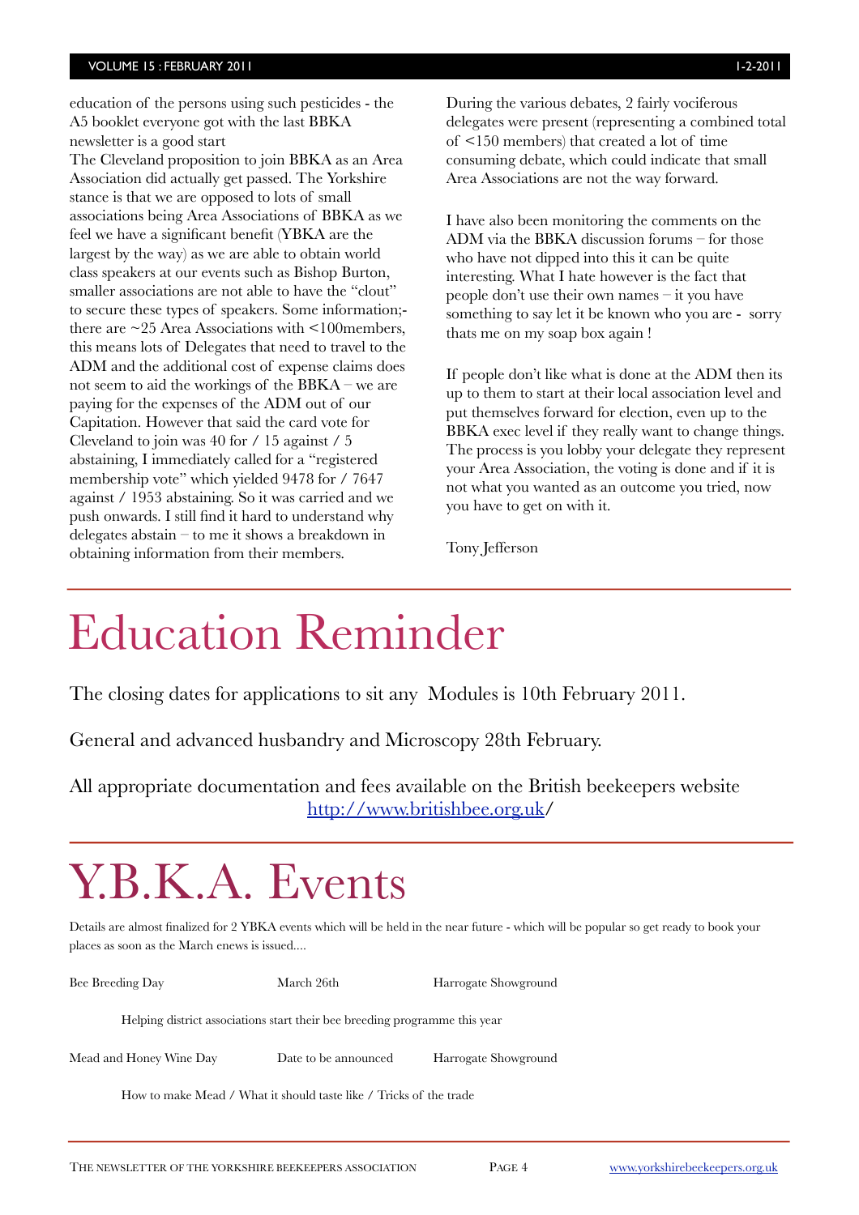education of the persons using such pesticides - the A5 booklet everyone got with the last BBKA newsletter is a good start

The Cleveland proposition to join BBKA as an Area Association did actually get passed. The Yorkshire stance is that we are opposed to lots of small associations being Area Associations of BBKA as we feel we have a significant benefit (YBKA are the largest by the way) as we are able to obtain world class speakers at our events such as Bishop Burton, smaller associations are not able to have the "clout" to secure these types of speakers. Some information;- there are ~25 Area Associations with <100members, this means lots of Delegates that need to travel to the ADM and the additional cost of expense claims does not seem to aid the workings of the BBKA – we are paying for the expenses of the ADM out of our Capitation. However that said the card vote for Cleveland to join was 40 for / 15 against / 5 abstaining, I immediately called for a "registered membership vote" which yielded 9478 for / 7647 against / 1953 abstaining. So it was carried and we push onwards. I still find it hard to understand why delegates abstain – to me it shows a breakdown in obtaining information from their members.

During the various debates, 2 fairly vociferous delegates were present (representing a combined total of <150 members) that created a lot of time consuming debate, which could indicate that small Area Associations are not the way forward.

I have also been monitoring the comments on the ADM via the BBKA discussion forums – for those who have not dipped into this it can be quite interesting. What I hate however is the fact that people don't use their own names – it you have something to say let it be known who you are - sorry thats me on my soap box again !

If people don't like what is done at the ADM then its up to them to start at their local association level and put themselves forward for election, even up to the BBKA exec level if they really want to change things. The process is you lobby your delegate they represent your Area Association, the voting is done and if it is not what you wanted as an outcome you tried, now you have to get on with it.

Tony Jefferson

# Education Reminder

The closing dates for applications to sit any Modules is 10th February 2011.

General and advanced husbandry and Microscopy 28th February.

All appropriate documentation and fees available on the British beekeepers website http://www.britishbee.org.uk/

# Y.B.K.A. Events

Details are almost finalized for 2 YBKA events which will be held in the near future - which will be popular so get ready to book your places as soon as the March enews is issued....

Bee Breeding Day — March 26th — Harrogate Showground

Helping district associations start their bee breeding programme this year

Mead and Honey Wine Day — Date to be announced — Harrogate Showground

How to make Mead / What it should taste like / Tricks of the trade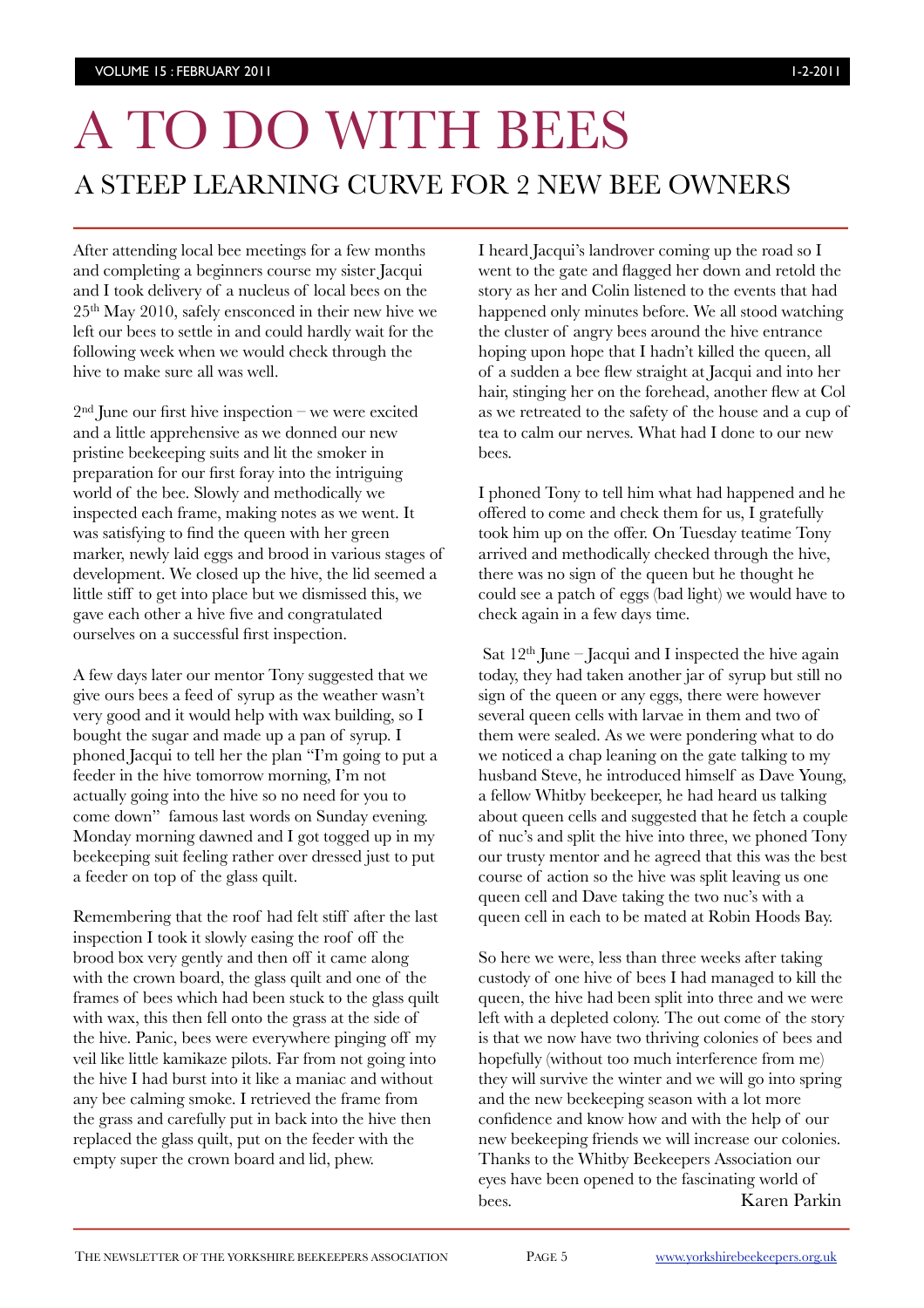# A TO DO WITH BEES

## A STEEP LEARNING CURVE FOR 2 NEW BEE OWNERS

After attending local bee meetings for a few months and completing a beginners course my sister Jacqui and I took delivery of a nucleus of local bees on the 25th May 2010, safely ensconced in their new hive we left our bees to settle in and could hardly wait for the following week when we would check through the hive to make sure all was well.

2nd June our first hive inspection – we were excited and a little apprehensive as we donned our new pristine beekeeping suits and lit the smoker in preparation for our first foray into the intriguing world of the bee. Slowly and methodically we inspected each frame, making notes as we went. It was satisfying to find the queen with her green marker, newly laid eggs and brood in various stages of development. We closed up the hive, the lid seemed a little stiff to get into place but we dismissed this, we gave each other a hive five and congratulated ourselves on a successful first inspection.

A few days later our mentor Tony suggested that we give ours bees a feed of syrup as the weather wasn't very good and it would help with wax building, so I bought the sugar and made up a pan of syrup. I phoned Jacqui to tell her the plan "I'm going to put a feeder in the hive tomorrow morning, I'm not actually going into the hive so no need for you to come down" famous last words on Sunday evening. Monday morning dawned and I got togged up in my beekeeping suit feeling rather over dressed just to put a feeder on top of the glass quilt.

Remembering that the roof had felt stiff after the last inspection I took it slowly easing the roof off the brood box very gently and then off it came along with the crown board, the glass quilt and one of the frames of bees which had been stuck to the glass quilt with wax, this then fell onto the grass at the side of the hive. Panic, bees were everywhere pinging off my veil like little kamikaze pilots. Far from not going into the hive I had burst into it like a maniac and without any bee calming smoke. I retrieved the frame from the grass and carefully put in back into the hive then replaced the glass quilt, put on the feeder with the empty super the crown board and lid, phew.

I heard Jacqui's landrover coming up the road so I went to the gate and flagged her down and retold the story as her and Colin listened to the events that had happened only minutes before. We all stood watching the cluster of angry bees around the hive entrance hoping upon hope that I hadn't killed the queen, all of a sudden a bee flew straight at Jacqui and into her hair, stinging her on the forehead, another flew at Col as we retreated to the safety of the house and a cup of tea to calm our nerves. What had I done to our new bees.

I phoned Tony to tell him what had happened and he offered to come and check them for us, I gratefully took him up on the offer. On Tuesday teatime Tony arrived and methodically checked through the hive, there was no sign of the queen but he thought he could see a patch of eggs (bad light) we would have to check again in a few days time.

Sat 12th June – Jacqui and I inspected the hive again today, they had taken another jar of syrup but still no sign of the queen or any eggs, there were however several queen cells with larvae in them and two of them were sealed. As we were pondering what to do we noticed a chap leaning on the gate talking to my husband Steve, he introduced himself as Dave Young, a fellow Whitby beekeeper, he had heard us talking about queen cells and suggested that he fetch a couple of nuc's and split the hive into three, we phoned Tony our trusty mentor and he agreed that this was the best course of action so the hive was split leaving us one queen cell and Dave taking the two nuc's with a queen cell in each to be mated at Robin Hoods Bay.

So here we were, less than three weeks after taking custody of one hive of bees I had managed to kill the queen, the hive had been split into three and we were left with a depleted colony. The out come of the story is that we now have two thriving colonies of bees and hopefully (without too much interference from me) they will survive the winter and we will go into spring and the new beekeeping season with a lot more confidence and know how and with the help of our new beekeeping friends we will increase our colonies. Thanks to the Whitby Beekeepers Association our eyes have been opened to the fascinating world of bees.

Karen Parkin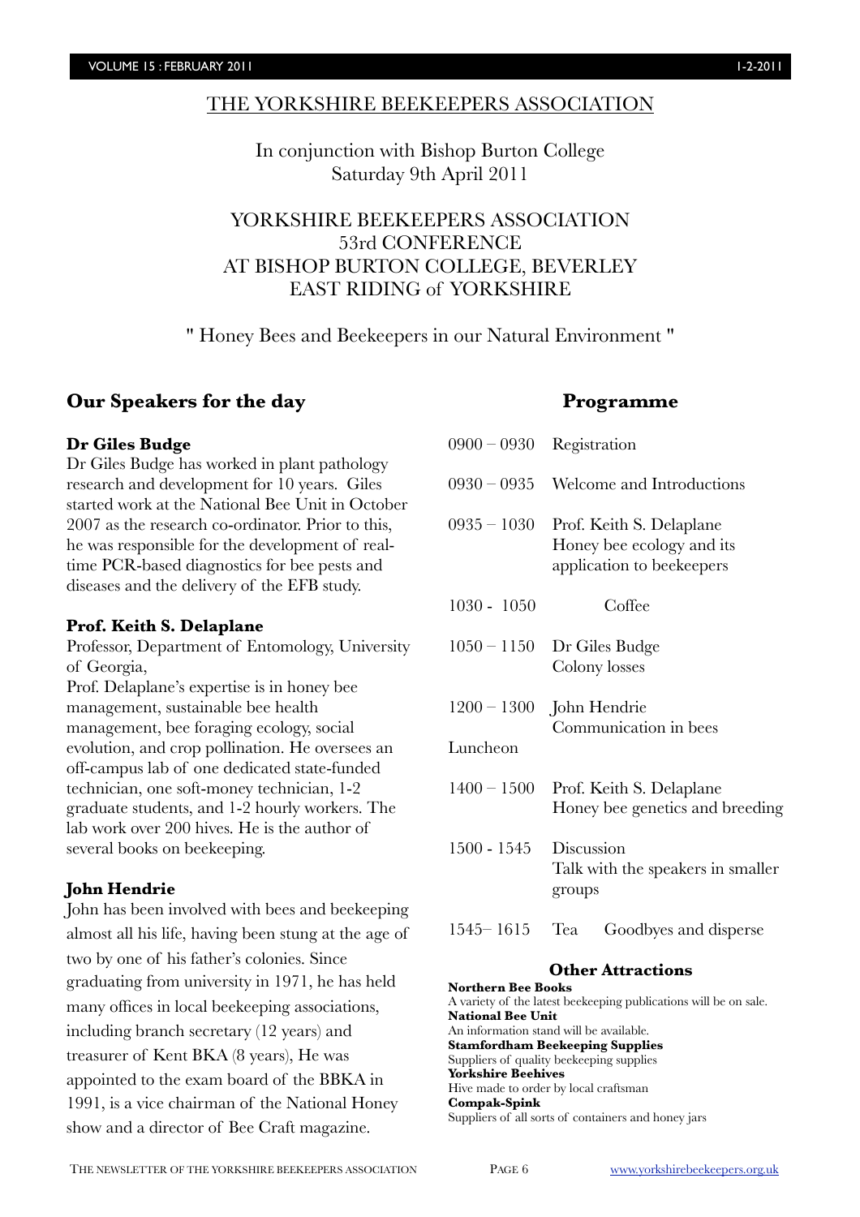# THE YORKSHIRE BEEKEEPERS ASSOCIATION

In conjunction with Bishop Burton College
Saturday 9th April 2011

## YORKSHIRE BEEKEEPERS ASSOCIATION 53rd CONFERENCE AT BISHOP BURTON COLLEGE, BEVERLEY EAST RIDING of YORKSHIRE

" Honey Bees and Beekeepers in our Natural Environment "

## Our Speakers for the day

**Dr Giles Budge**

Dr Giles Budge has worked in plant pathology research and development for 10 years. Giles started work at the National Bee Unit in October 2007 as the research co-ordinator. Prior to this, he was responsible for the development of real-time PCR-based diagnostics for bee pests and diseases and the delivery of the EFB study.

**Prof. Keith S. Delaplane**

Professor, Department of Entomology, University of Georgia,
Prof. Delaplane's expertise is in honey bee management, sustainable bee health management, bee foraging ecology, social evolution, and crop pollination. He oversees an off-campus lab of one dedicated state-funded technician, one soft-money technician, 1-2 graduate students, and 1-2 hourly workers. The lab work over 200 hives. He is the author of several books on beekeeping.

**John Hendrie**

John has been involved with bees and beekeeping almost all his life, having been stung at the age of two by one of his father's colonies. Since graduating from university in 1971, he has held many offices in local beekeeping associations, including branch secretary (12 years) and treasurer of Kent BKA (8 years), He was appointed to the exam board of the BBKA in 1991, is a vice chairman of the National Honey show and a director of Bee Craft magazine.

## Programme

| | |
|---|---|
| 0900 – 0930 | Registration |
| 0930 – 0935 | Welcome and Introductions |
| 0935 – 1030 | Prof. Keith S. Delaplane<br>Honey bee ecology and its application to beekeepers |
| 1030 - 1050 | Coffee |
| 1050 – 1150 | Dr Giles Budge<br>Colony losses |
| 1200 – 1300 | John Hendrie<br>Communication in bees |
| Luncheon | |
| 1400 – 1500 | Prof. Keith S. Delaplane<br>Honey bee genetics and breeding |
| 1500 - 1545 | Discussion<br>Talk with the speakers in smaller groups |
| 1545– 1615 | Tea Goodbyes and disperse |

### Other Attractions

**Northern Bee Books**
A variety of the latest beekeeping publications will be on sale.
**National Bee Unit**
An information stand will be available.
**Stamfordham Beekeeping Supplies**
Suppliers of quality beekeeping supplies
**Yorkshire Beehives**
Hive made to order by local craftsman
**Compak-Spink**
Suppliers of all sorts of containers and honey jars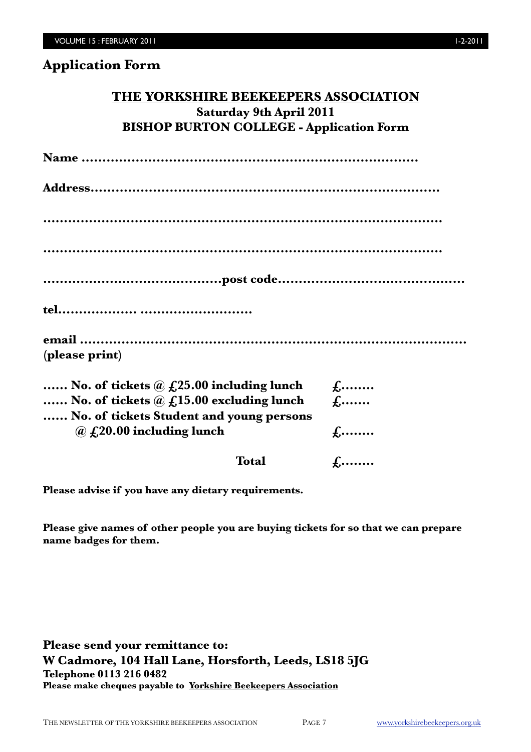## Application Form

### THE YORKSHIRE BEEKEEPERS ASSOCIATION
**Saturday 9th April 2011**
**BISHOP BURTON COLLEGE - Application Form**

**Name ………………………………………………………………………**

**Address…………………………………………………………………………**

**………………………………………………………………………………………**

**………………………………………………………………………………………**

**……………………………………post code………………………………………**

**tel……………… ……………………**

**email …………………………………………………………………………………**
**(please print)**

**…… No. of tickets @ £25.00 including lunch £……..**
**…… No. of tickets @ £15.00 excluding lunch £…….**
**…… No. of tickets Student and young persons @ £20.00 including lunch £……..**

**Total £……..**

**Please advise if you have any dietary requirements.**

**Please give names of other people you are buying tickets for so that we can prepare name badges for them.**

**Please send your remittance to:**
**W Cadmore, 104 Hall Lane, Horsforth, Leeds, LS18 5JG**
**Telephone 0113 216 0482**
**Please make cheques payable to Yorkshire Beekeepers Association**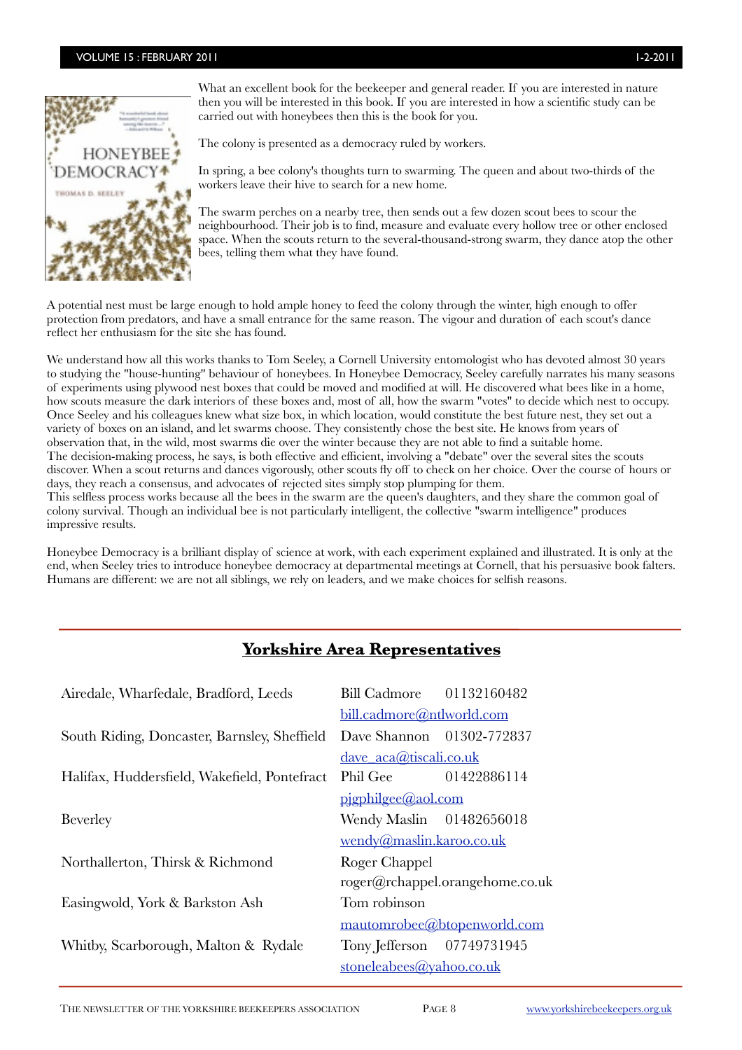What an excellent book for the beekeeper and general reader. If you are interested in nature then you will be interested in this book. If you are interested in how a scientific study can be carried out with honeybees then this is the book for you.

The colony is presented as a democracy ruled by workers.

In spring, a bee colony's thoughts turn to swarming. The queen and about two-thirds of the workers leave their hive to search for a new home.

The swarm perches on a nearby tree, then sends out a few dozen scout bees to scour the neighbourhood. Their job is to find, measure and evaluate every hollow tree or other enclosed space. When the scouts return to the several-thousand-strong swarm, they dance atop the other bees, telling them what they have found.

A potential nest must be large enough to hold ample honey to feed the colony through the winter, high enough to offer protection from predators, and have a small entrance for the same reason. The vigour and duration of each scout's dance reflect her enthusiasm for the site she has found.

We understand how all this works thanks to Tom Seeley, a Cornell University entomologist who has devoted almost 30 years to studying the "house-hunting" behaviour of honeybees. In Honeybee Democracy, Seeley carefully narrates his many seasons of experiments using plywood nest boxes that could be moved and modified at will. He discovered what bees like in a home, how scouts measure the dark interiors of these boxes and, most of all, how the swarm "votes" to decide which nest to occupy. Once Seeley and his colleagues knew what size box, in which location, would constitute the best future nest, they set out a variety of boxes on an island, and let swarms choose. They consistently chose the best site. He knows from years of observation that, in the wild, most swarms die over the winter because they are not able to find a suitable home.
The decision-making process, he says, is both effective and efficient, involving a "debate" over the several sites the scouts discover. When a scout returns and dances vigorously, other scouts fly off to check on her choice. Over the course of hours or days, they reach a consensus, and advocates of rejected sites simply stop plumping for them.
This selfless process works because all the bees in the swarm are the queen's daughters, and they share the common goal of colony survival. Though an individual bee is not particularly intelligent, the collective "swarm intelligence" produces impressive results.

Honeybee Democracy is a brilliant display of science at work, with each experiment explained and illustrated. It is only at the end, when Seeley tries to introduce honeybee democracy at departmental meetings at Cornell, that his persuasive book falters. Humans are different: we are not all siblings, we rely on leaders, and we make choices for selfish reasons.

## Yorkshire Area Representatives

| Area | Representative | Phone |
|---|---|---|
| Airedale, Wharfedale, Bradford, Leeds | Bill Cadmore | 01132160482 |
| | bill.cadmore@ntlworld.com | |
| South Riding, Doncaster, Barnsley, Sheffield | Dave Shannon | 01302-772837 |
| | dave_aca@tiscali.co.uk | |
| Halifax, Huddersfield, Wakefield, Pontefract | Phil Gee | 01422886114 |
| | pjgphilgee@aol.com | |
| Beverley | Wendy Maslin | 01482656018 |
| | wendy@maslin.karoo.co.uk | |
| Northallerton, Thirsk & Richmond | Roger Chappel | |
| | roger@rchappel.orangehome.co.uk | |
| Easingwold, York & Barkston Ash | Tom robinson | |
| | mautomrobee@btopenworld.com | |
| Whitby, Scarborough, Malton & Rydale | Tony Jefferson | 07749731945 |
| | stoneleabees@yahoo.co.uk | |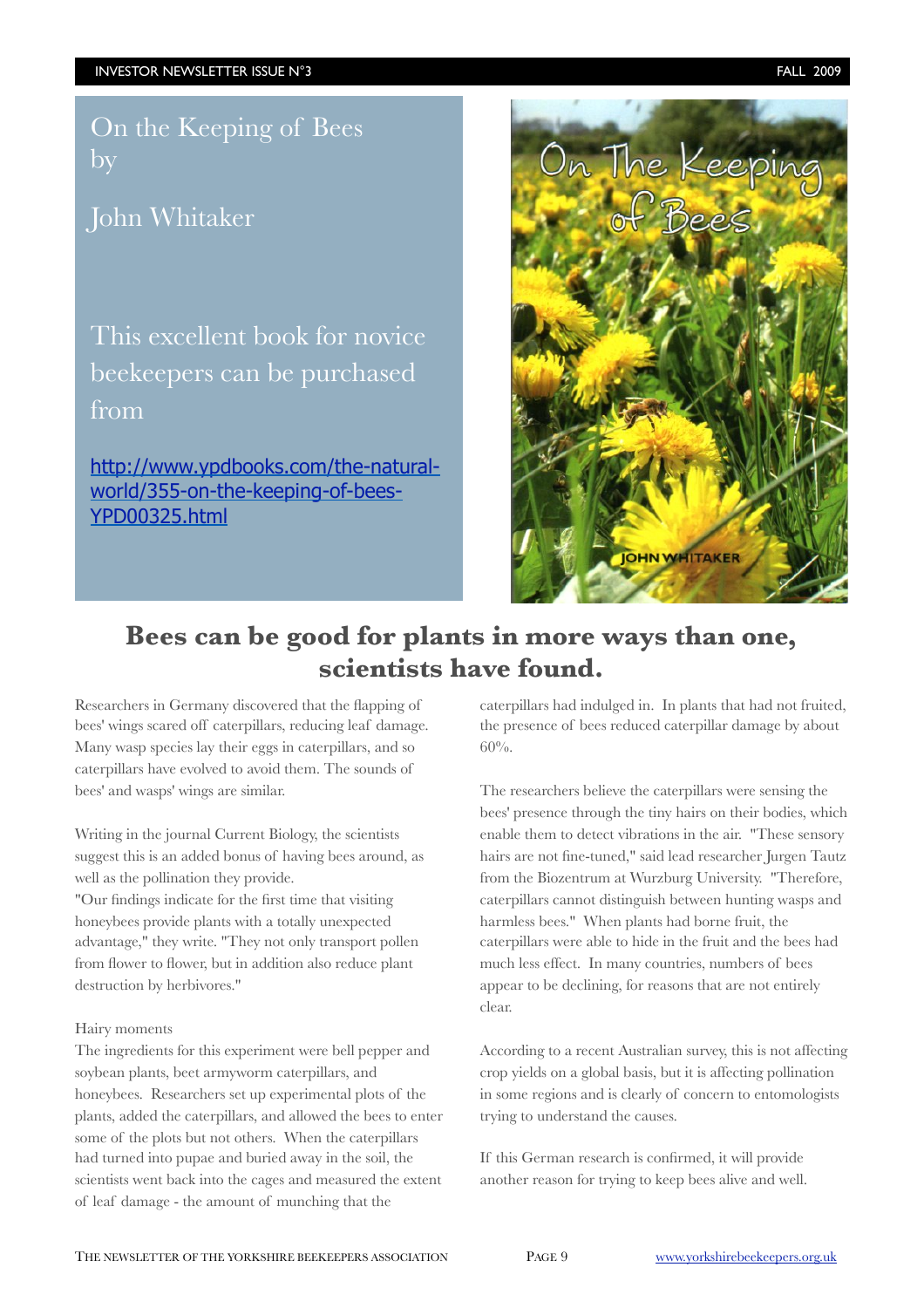On the Keeping of Bees by

John Whitaker

This excellent book for novice beekeepers can be purchased from

http://www.ypdbooks.com/the-natural-world/355-on-the-keeping-of-bees-YPD00325.html

## Bees can be good for plants in more ways than one, scientists have found.

Researchers in Germany discovered that the flapping of bees' wings scared off caterpillars, reducing leaf damage. Many wasp species lay their eggs in caterpillars, and so caterpillars have evolved to avoid them. The sounds of bees' and wasps' wings are similar.

Writing in the journal Current Biology, the scientists suggest this is an added bonus of having bees around, as well as the pollination they provide.
"Our findings indicate for the first time that visiting honeybees provide plants with a totally unexpected advantage," they write. "They not only transport pollen from flower to flower, but in addition also reduce plant destruction by herbivores."

Hairy moments
The ingredients for this experiment were bell pepper and soybean plants, beet armyworm caterpillars, and honeybees. Researchers set up experimental plots of the plants, added the caterpillars, and allowed the bees to enter some of the plots but not others. When the caterpillars had turned into pupae and buried away in the soil, the scientists went back into the cages and measured the extent of leaf damage - the amount of munching that the caterpillars had indulged in. In plants that had not fruited, the presence of bees reduced caterpillar damage by about 60%.

The researchers believe the caterpillars were sensing the bees' presence through the tiny hairs on their bodies, which enable them to detect vibrations in the air. "These sensory hairs are not fine-tuned," said lead researcher Jurgen Tautz from the Biozentrum at Wurzburg University. "Therefore, caterpillars cannot distinguish between hunting wasps and harmless bees." When plants had borne fruit, the caterpillars were able to hide in the fruit and the bees had much less effect. In many countries, numbers of bees appear to be declining, for reasons that are not entirely clear.

According to a recent Australian survey, this is not affecting crop yields on a global basis, but it is affecting pollination in some regions and is clearly of concern to entomologists trying to understand the causes.

If this German research is confirmed, it will provide another reason for trying to keep bees alive and well.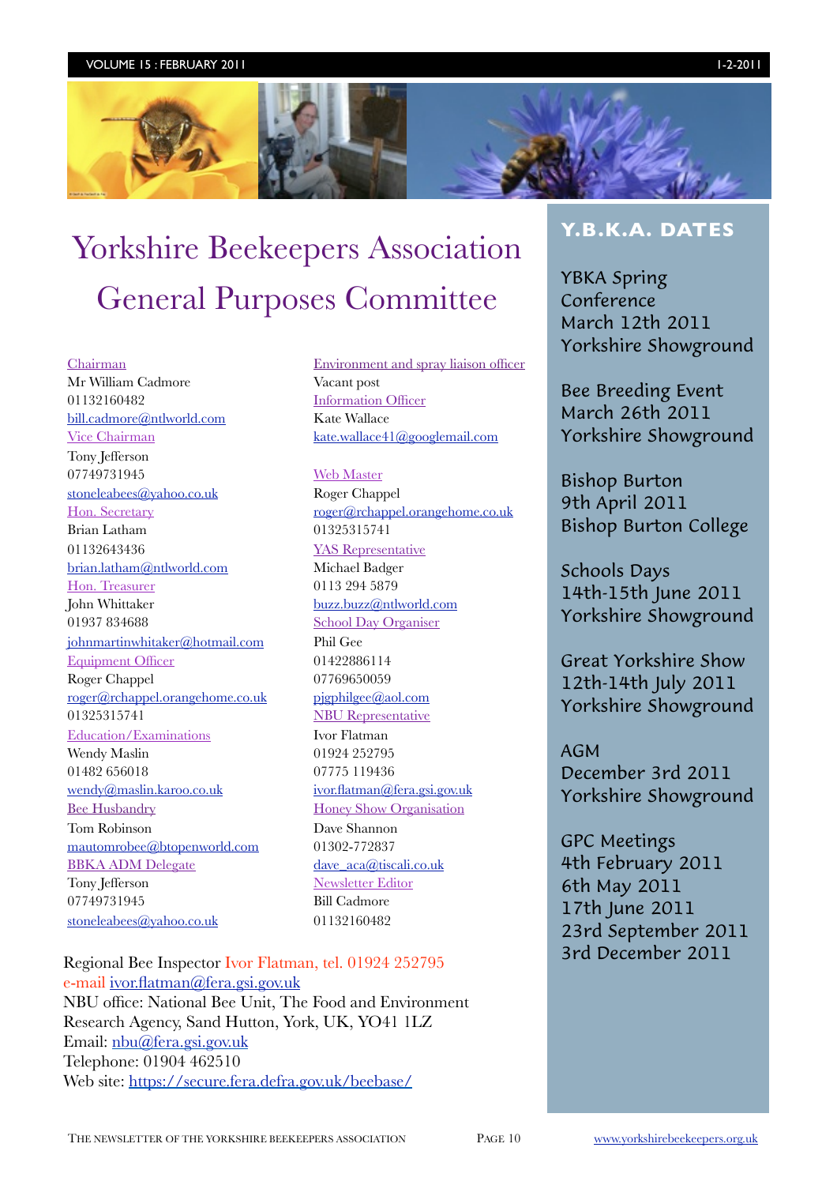# Yorkshire Beekeepers Association General Purposes Committee

Chairman
Mr William Cadmore
01132160482
bill.cadmore@ntlworld.com

Vice Chairman
Tony Jefferson
07749731945
stoneleabees@yahoo.co.uk

Hon. Secretary
Brian Latham
01132643436
brian.latham@ntlworld.com

Hon. Treasurer
John Whittaker
01937 834688
johnmartinwhitaker@hotmail.com

Equipment Officer
Roger Chappel
roger@rchappel.orangehome.co.uk
01325315741

Education/Examinations
Wendy Maslin
01482 656018
wendy@maslin.karoo.co.uk

Bee Husbandry
Tom Robinson
mautomrobee@btopenworld.com

BBKA ADM Delegate
Tony Jefferson
07749731945
stoneleabees@yahoo.co.uk

Environment and spray liaison officer
Vacant post

Information Officer
Kate Wallace
kate.wallace41@googlemail.com

Web Master
Roger Chappel
roger@rchappel.orangehome.co.uk
01325315741

YAS Representative
Michael Badger
0113 294 5879
buzz.buzz@ntlworld.com

School Day Organiser
Phil Gee
01422886114
07769650059
pjgphilgee@aol.com

NBU Representative
Ivor Flatman
01924 252795
07775 119436
ivor.flatman@fera.gsi.gov.uk

Honey Show Organisation
Dave Shannon
01302-772837
dave_aca@tiscali.co.uk

Newsletter Editor
Bill Cadmore
01132160482

Regional Bee Inspector Ivor Flatman, tel. 01924 252795
e-mail ivor.flatman@fera.gsi.gov.uk
NBU office: National Bee Unit, The Food and Environment Research Agency, Sand Hutton, York, UK, YO41 1LZ
Email: nbu@fera.gsi.gov.uk
Telephone: 01904 462510
Web site: https://secure.fera.defra.gov.uk/beebase/

## Y.B.K.A. DATES

YBKA Spring Conference
March 12th 2011
Yorkshire Showground

Bee Breeding Event
March 26th 2011
Yorkshire Showground

Bishop Burton
9th April 2011
Bishop Burton College

Schools Days
14th-15th June 2011
Yorkshire Showground

Great Yorkshire Show
12th-14th July 2011
Yorkshire Showground

AGM
December 3rd 2011
Yorkshire Showground

GPC Meetings
4th February 2011
6th May 2011
17th June 2011
23rd September 2011
3rd December 2011